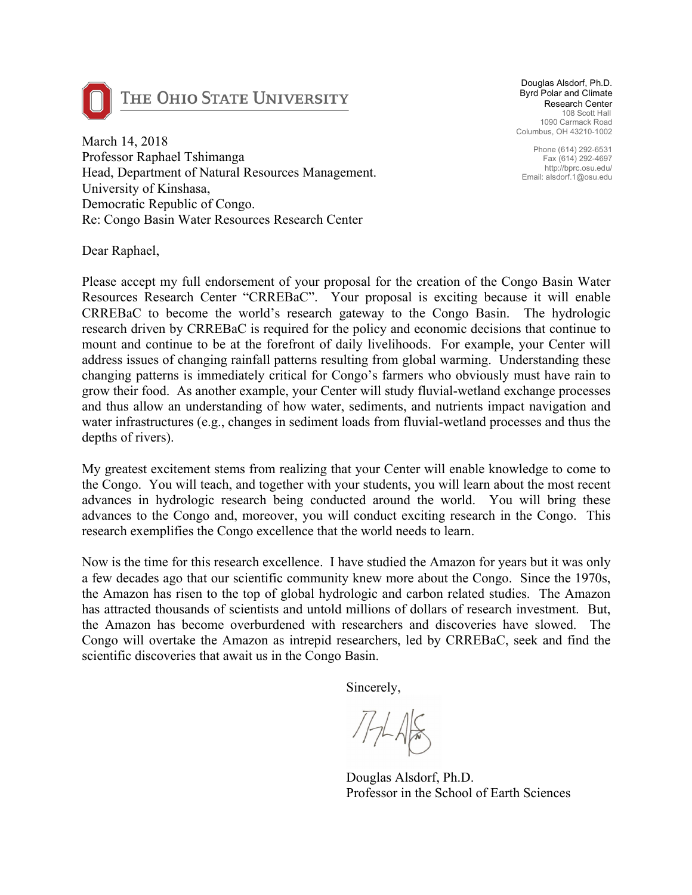THE OHIO STATE UNIVERSITY

Douglas Alsdorf, Ph.D.
Byrd Polar and Climate
Research Center
108 Scott Hall
1090 Carmack Road
Columbus, OH 43210-1002

Phone (614) 292-6531
Fax (614) 292-4697
http://bprc.osu.edu/
Email: alsdorf.1@osu.edu

March 14, 2018
Professor Raphael Tshimanga
Head, Department of Natural Resources Management.
University of Kinshasa,
Democratic Republic of Congo.
Re: Congo Basin Water Resources Research Center

Dear Raphael,

Please accept my full endorsement of your proposal for the creation of the Congo Basin Water Resources Research Center "CRREBaC". Your proposal is exciting because it will enable CRREBaC to become the world's research gateway to the Congo Basin. The hydrologic research driven by CRREBaC is required for the policy and economic decisions that continue to mount and continue to be at the forefront of daily livelihoods. For example, your Center will address issues of changing rainfall patterns resulting from global warming. Understanding these changing patterns is immediately critical for Congo's farmers who obviously must have rain to grow their food. As another example, your Center will study fluvial-wetland exchange processes and thus allow an understanding of how water, sediments, and nutrients impact navigation and water infrastructures (e.g., changes in sediment loads from fluvial-wetland processes and thus the depths of rivers).

My greatest excitement stems from realizing that your Center will enable knowledge to come to the Congo. You will teach, and together with your students, you will learn about the most recent advances in hydrologic research being conducted around the world. You will bring these advances to the Congo and, moreover, you will conduct exciting research in the Congo. This research exemplifies the Congo excellence that the world needs to learn.

Now is the time for this research excellence. I have studied the Amazon for years but it was only a few decades ago that our scientific community knew more about the Congo. Since the 1970s, the Amazon has risen to the top of global hydrologic and carbon related studies. The Amazon has attracted thousands of scientists and untold millions of dollars of research investment. But, the Amazon has become overburdened with researchers and discoveries have slowed. The Congo will overtake the Amazon as intrepid researchers, led by CRREBaC, seek and find the scientific discoveries that await us in the Congo Basin.

Sincerely,

Douglas Alsdorf, Ph.D.
Professor in the School of Earth Sciences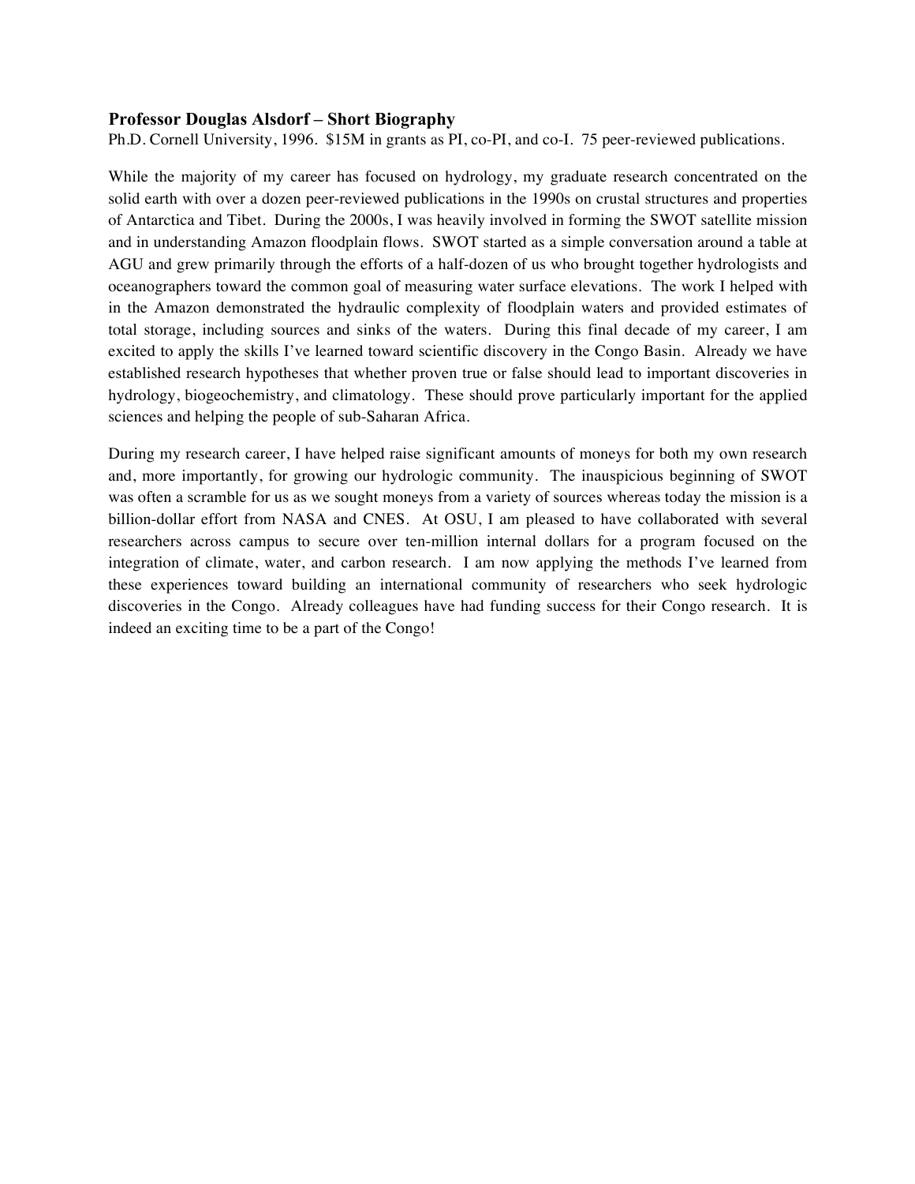**Professor Douglas Alsdorf – Short Biography**

Ph.D. Cornell University, 1996. $15M in grants as PI, co-PI, and co-I. 75 peer-reviewed publications.

While the majority of my career has focused on hydrology, my graduate research concentrated on the solid earth with over a dozen peer-reviewed publications in the 1990s on crustal structures and properties of Antarctica and Tibet. During the 2000s, I was heavily involved in forming the SWOT satellite mission and in understanding Amazon floodplain flows. SWOT started as a simple conversation around a table at AGU and grew primarily through the efforts of a half-dozen of us who brought together hydrologists and oceanographers toward the common goal of measuring water surface elevations. The work I helped with in the Amazon demonstrated the hydraulic complexity of floodplain waters and provided estimates of total storage, including sources and sinks of the waters. During this final decade of my career, I am excited to apply the skills I've learned toward scientific discovery in the Congo Basin. Already we have established research hypotheses that whether proven true or false should lead to important discoveries in hydrology, biogeochemistry, and climatology. These should prove particularly important for the applied sciences and helping the people of sub-Saharan Africa.

During my research career, I have helped raise significant amounts of moneys for both my own research and, more importantly, for growing our hydrologic community. The inauspicious beginning of SWOT was often a scramble for us as we sought moneys from a variety of sources whereas today the mission is a billion-dollar effort from NASA and CNES. At OSU, I am pleased to have collaborated with several researchers across campus to secure over ten-million internal dollars for a program focused on the integration of climate, water, and carbon research. I am now applying the methods I've learned from these experiences toward building an international community of researchers who seek hydrologic discoveries in the Congo. Already colleagues have had funding success for their Congo research. It is indeed an exciting time to be a part of the Congo!